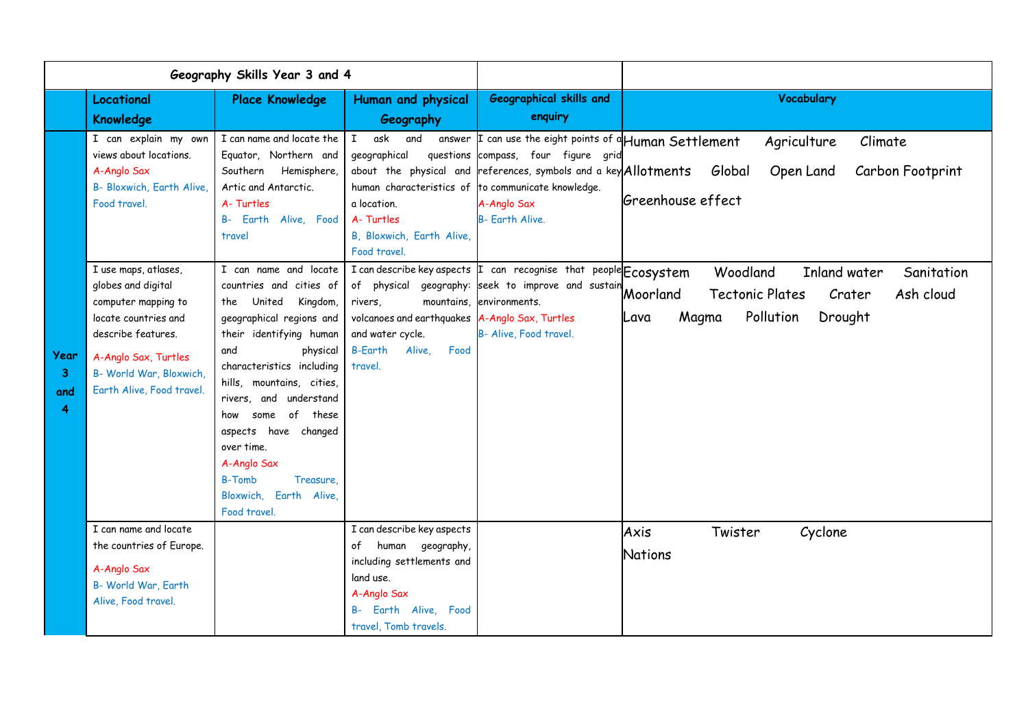| Geography Skills Year 3 and 4 | | | | | | |
|---|---|---|---|---|---|---|
| | **Locational Knowledge** | **Place Knowledge** | **Human and physical Geography** | **Geographical skills and enquiry** | **Vocabulary** |
| **Year 3 and 4** | I can explain my own views about locations. A-Anglo Sax B- Bloxwich, Earth Alive, Food travel. | I can name and locate the Equator, Northern and Southern Hemisphere, Artic and Antarctic. A- Turtles B- Earth Alive, Food travel | I ask and answer geographical questions about the physical and human characteristics of a location. A- Turtles B, Bloxwich, Earth Alive, Food travel. | I can use the eight points of a compass, four figure grid references, symbols and a key to communicate knowledge. A-Anglo Sax B- Earth Alive. | Human Settlement Agriculture Climate Allotments Global Open Land Carbon Footprint Greenhouse effect |
| | I use maps, atlases, globes and digital computer mapping to locate countries and describe features. A-Anglo Sax, Turtles B- World War, Bloxwich, Earth Alive, Food travel. | I can name and locate countries and cities of the United Kingdom, geographical regions and their identifying human and physical characteristics including hills, mountains, cities, rivers, and understand how some of these aspects have changed over time. A-Anglo Sax B-Tomb Treasure, Bloxwich, Earth Alive, Food travel. | I can describe key aspects of physical geography: rivers, mountains, volcanoes and earthquakes and water cycle. B-Earth Alive, Food travel. | I can recognise that people seek to improve and sustain environments. A-Anglo Sax, Turtles B- Alive, Food travel. | Ecosystem Woodland Inland water Sanitation Moorland Tectonic Plates Crater Ash cloud Lava Magma Pollution Drought |
| | I can name and locate the countries of Europe. A-Anglo Sax B- World War, Earth Alive, Food travel. | | I can describe key aspects of human geography, including settlements and land use. A-Anglo Sax B- Earth Alive, Food travel, Tomb travels. | | Axis Twister Cyclone Nations |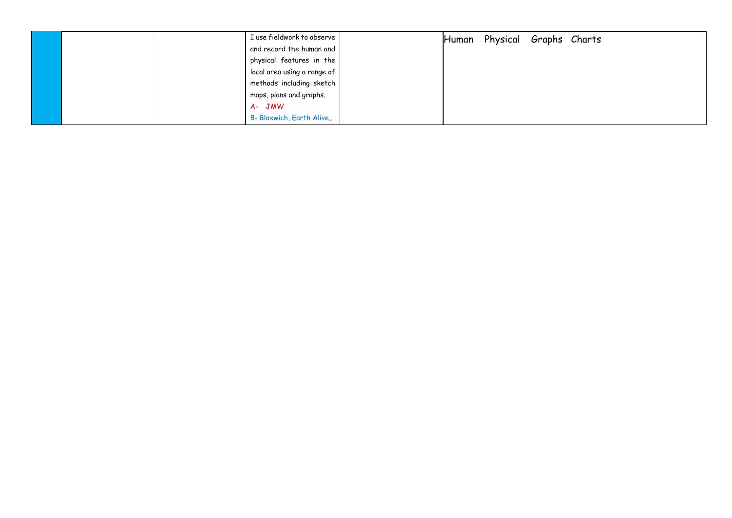| | | | | | |
|---|---|---|---|---|---|
| | | | I use fieldwork to observe and record the human and physical features in the local area using a range of methods including sketch maps, plans and graphs.<br>A- JMW<br>B- Bloxwich, Earth Alive,. | | Human Physical Graphs Charts |